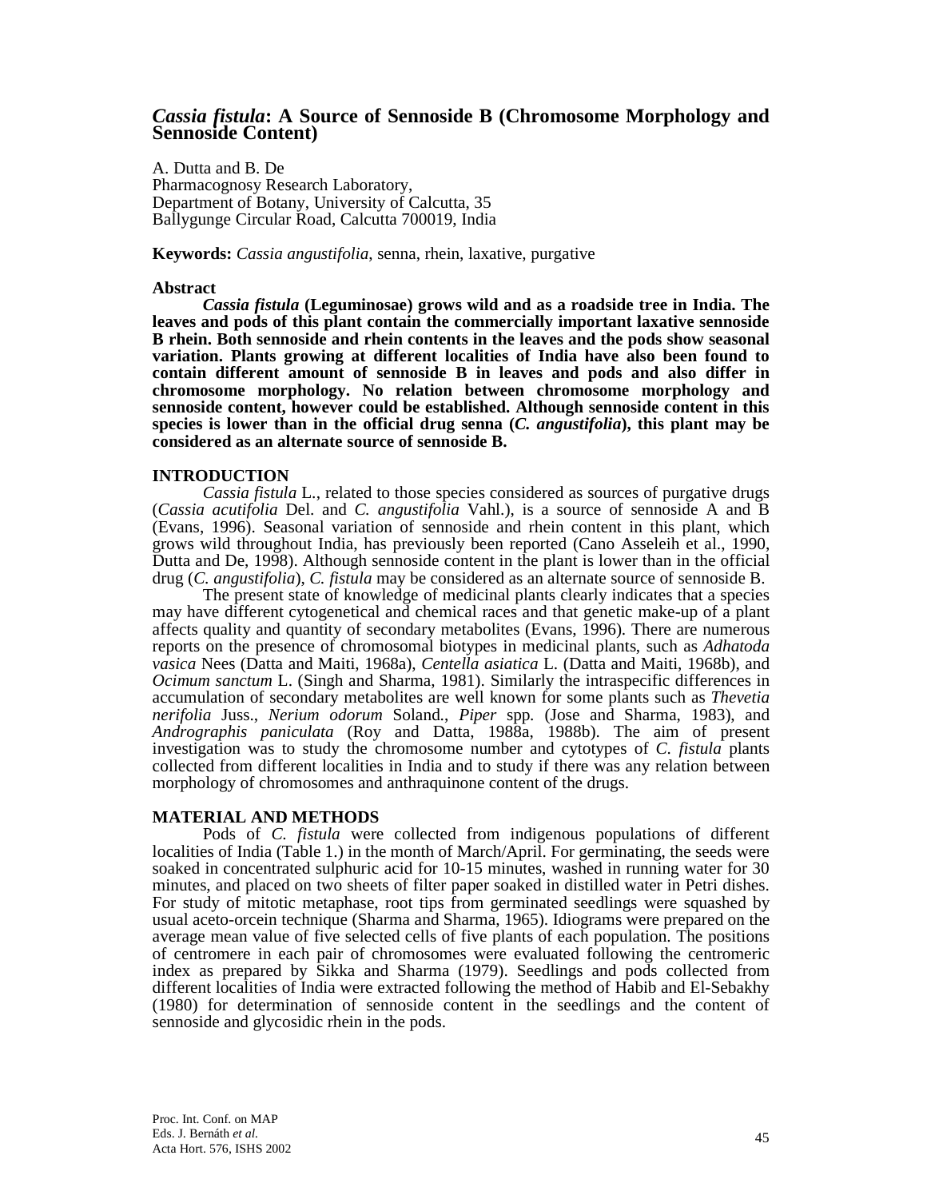# *Cassia fistula*: A Source of Sennoside B (Chromosome Morphology and Sennoside Content)

A. Dutta and B. De
Pharmacognosy Research Laboratory,
Department of Botany, University of Calcutta, 35
Ballygunge Circular Road, Calcutta 700019, India

**Keywords:** *Cassia angustifolia*, senna, rhein, laxative, purgative

## Abstract

***Cassia fistula* (Leguminosae) grows wild and as a roadside tree in India. The leaves and pods of this plant contain the commercially important laxative sennoside B rhein. Both sennoside and rhein contents in the leaves and the pods show seasonal variation. Plants growing at different localities of India have also been found to contain different amount of sennoside B in leaves and pods and also differ in chromosome morphology. No relation between chromosome morphology and sennoside content, however could be established. Although sennoside content in this species is lower than in the official drug senna (*C. angustifolia*), this plant may be considered as an alternate source of sennoside B.**

## INTRODUCTION

*Cassia fistula* L., related to those species considered as sources of purgative drugs (*Cassia acutifolia* Del. and *C. angustifolia* Vahl.), is a source of sennoside A and B (Evans, 1996). Seasonal variation of sennoside and rhein content in this plant, which grows wild throughout India, has previously been reported (Cano Asseleih et al., 1990, Dutta and De, 1998). Although sennoside content in the plant is lower than in the official drug (*C. angustifolia*), *C. fistula* may be considered as an alternate source of sennoside B.

The present state of knowledge of medicinal plants clearly indicates that a species may have different cytogenetical and chemical races and that genetic make-up of a plant affects quality and quantity of secondary metabolites (Evans, 1996). There are numerous reports on the presence of chromosomal biotypes in medicinal plants, such as *Adhatoda vasica* Nees (Datta and Maiti, 1968a), *Centella asiatica* L. (Datta and Maiti, 1968b), and *Ocimum sanctum* L. (Singh and Sharma, 1981). Similarly the intraspecific differences in accumulation of secondary metabolites are well known for some plants such as *Thevetia nerifolia* Juss., *Nerium odorum* Soland., *Piper* spp. (Jose and Sharma, 1983), and *Andrographis paniculata* (Roy and Datta, 1988a, 1988b). The aim of present investigation was to study the chromosome number and cytotypes of *C. fistula* plants collected from different localities in India and to study if there was any relation between morphology of chromosomes and anthraquinone content of the drugs.

## MATERIAL AND METHODS

Pods of *C. fistula* were collected from indigenous populations of different localities of India (Table 1.) in the month of March/April. For germinating, the seeds were soaked in concentrated sulphuric acid for 10-15 minutes, washed in running water for 30 minutes, and placed on two sheets of filter paper soaked in distilled water in Petri dishes. For study of mitotic metaphase, root tips from germinated seedlings were squashed by usual aceto-orcein technique (Sharma and Sharma, 1965). Idiograms were prepared on the average mean value of five selected cells of five plants of each population. The positions of centromere in each pair of chromosomes were evaluated following the centromeric index as prepared by Sikka and Sharma (1979). Seedlings and pods collected from different localities of India were extracted following the method of Habib and El-Sebakhy (1980) for determination of sennoside content in the seedlings and the content of sennoside and glycosidic rhein in the pods.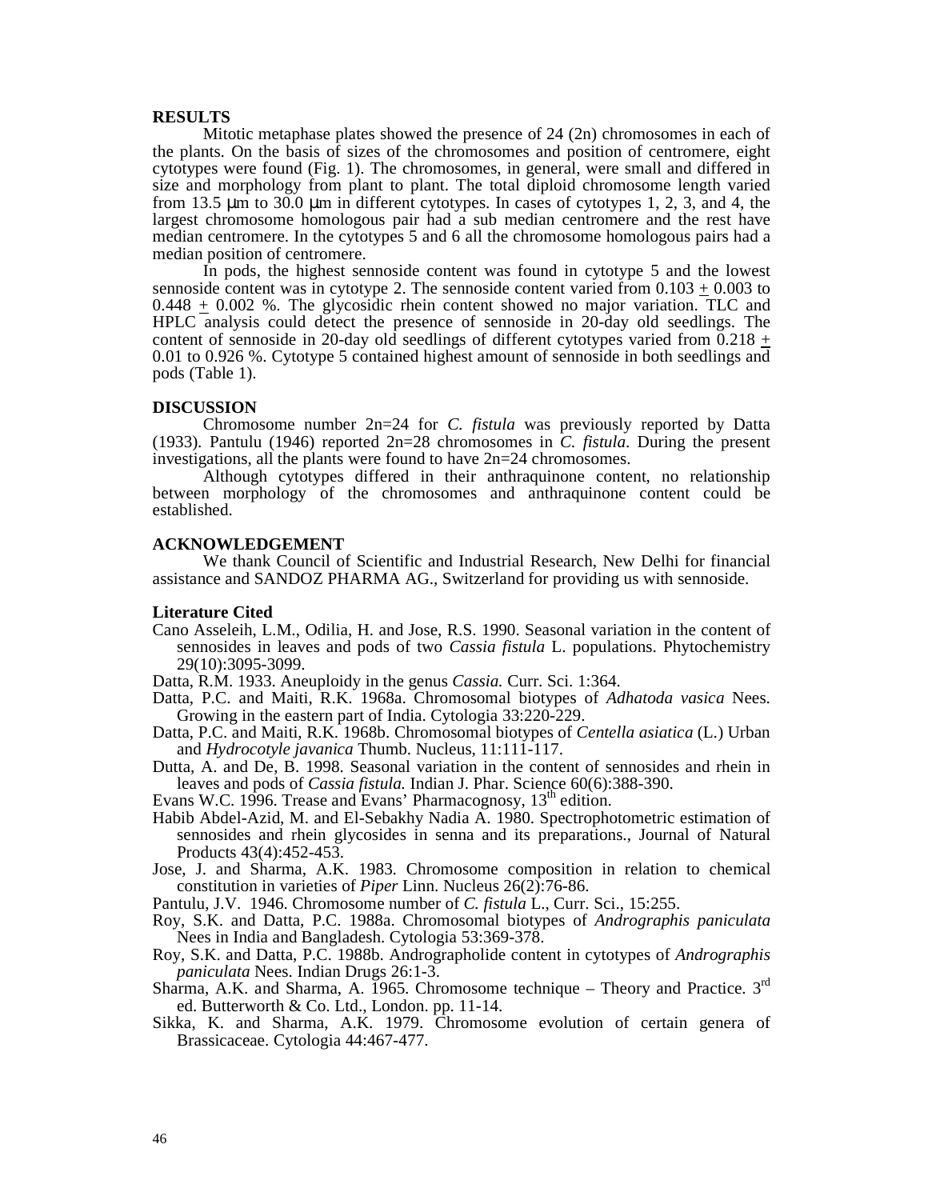## RESULTS

Mitotic metaphase plates showed the presence of 24 (2n) chromosomes in each of the plants. On the basis of sizes of the chromosomes and position of centromere, eight cytotypes were found (Fig. 1). The chromosomes, in general, were small and differed in size and morphology from plant to plant. The total diploid chromosome length varied from 13.5 µm to 30.0 µm in different cytotypes. In cases of cytotypes 1, 2, 3, and 4, the largest chromosome homologous pair had a sub median centromere and the rest have median centromere. In the cytotypes 5 and 6 all the chromosome homologous pairs had a median position of centromere.

In pods, the highest sennoside content was found in cytotype 5 and the lowest sennoside content was in cytotype 2. The sennoside content varied from 0.103 ± 0.003 to 0.448 ± 0.002 %. The glycosidic rhein content showed no major variation. TLC and HPLC analysis could detect the presence of sennoside in 20-day old seedlings. The content of sennoside in 20-day old seedlings of different cytotypes varied from 0.218 ± 0.01 to 0.926 %. Cytotype 5 contained highest amount of sennoside in both seedlings and pods (Table 1).

## DISCUSSION

Chromosome number 2n=24 for *C. fistula* was previously reported by Datta (1933). Pantulu (1946) reported 2n=28 chromosomes in *C. fistula*. During the present investigations, all the plants were found to have 2n=24 chromosomes.

Although cytotypes differed in their anthraquinone content, no relationship between morphology of the chromosomes and anthraquinone content could be established.

## ACKNOWLEDGEMENT

We thank Council of Scientific and Industrial Research, New Delhi for financial assistance and SANDOZ PHARMA AG., Switzerland for providing us with sennoside.

### Literature Cited

Cano Asseleih, L.M., Odilia, H. and Jose, R.S. 1990. Seasonal variation in the content of sennosides in leaves and pods of two *Cassia fistula* L. populations. Phytochemistry 29(10):3095-3099.

Datta, R.M. 1933. Aneuploidy in the genus *Cassia.* Curr. Sci. 1:364.

Datta, P.C. and Maiti, R.K. 1968a. Chromosomal biotypes of *Adhatoda vasica* Nees. Growing in the eastern part of India. Cytologia 33:220-229.

Datta, P.C. and Maiti, R.K. 1968b. Chromosomal biotypes of *Centella asiatica* (L.) Urban and *Hydrocotyle javanica* Thumb. Nucleus, 11:111-117.

Dutta, A. and De, B. 1998. Seasonal variation in the content of sennosides and rhein in leaves and pods of *Cassia fistula.* Indian J. Phar. Science 60(6):388-390.

Evans W.C. 1996. Trease and Evans' Pharmacognosy, 13th edition.

Habib Abdel-Azid, M. and El-Sebakhy Nadia A. 1980. Spectrophotometric estimation of sennosides and rhein glycosides in senna and its preparations., Journal of Natural Products 43(4):452-453.

Jose, J. and Sharma, A.K. 1983. Chromosome composition in relation to chemical constitution in varieties of *Piper* Linn. Nucleus 26(2):76-86.

Pantulu, J.V. 1946. Chromosome number of *C. fistula* L., Curr. Sci., 15:255.

Roy, S.K. and Datta, P.C. 1988a. Chromosomal biotypes of *Andrographis paniculata* Nees in India and Bangladesh. Cytologia 53:369-378.

Roy, S.K. and Datta, P.C. 1988b. Andrographolide content in cytotypes of *Andrographis paniculata* Nees. Indian Drugs 26:1-3.

Sharma, A.K. and Sharma, A. 1965. Chromosome technique – Theory and Practice. 3rd ed. Butterworth & Co. Ltd., London. pp. 11-14.

Sikka, K. and Sharma, A.K. 1979. Chromosome evolution of certain genera of Brassicaceae. Cytologia 44:467-477.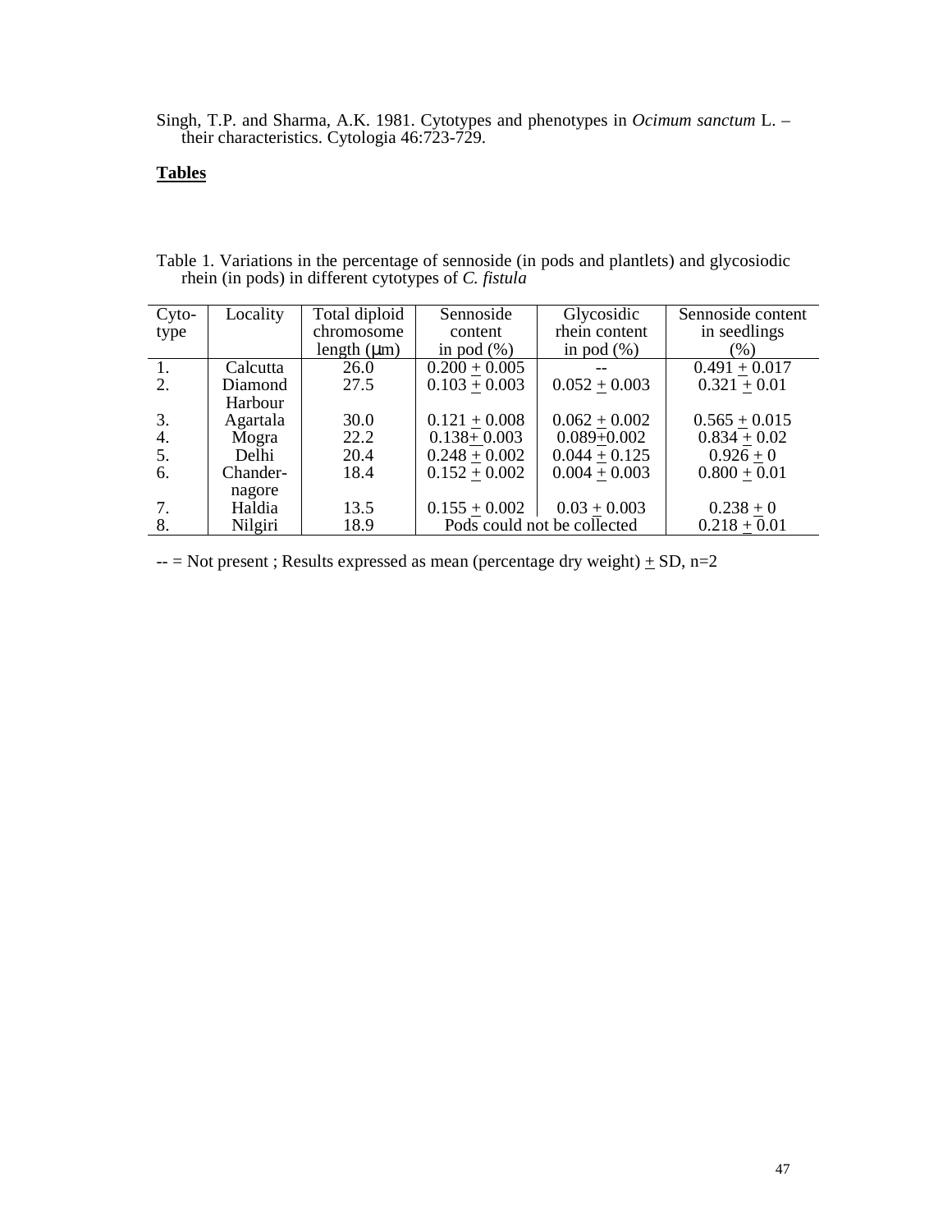Singh, T.P. and Sharma, A.K. 1981. Cytotypes and phenotypes in *Ocimum sanctum* L. – their characteristics. Cytologia 46:723-729.

**Tables**

Table 1. Variations in the percentage of sennoside (in pods and plantlets) and glycosiodic rhein (in pods) in different cytotypes of *C. fistula*

| Cyto-type | Locality | Total diploid chromosome length (μm) | Sennoside content in pod (%) | Glycosidic rhein content in pod (%) | Sennoside content in seedlings (%) |
|---|---|---|---|---|---|
| 1. | Calcutta | 26.0 | 0.200 ± 0.005 | -- | 0.491 ± 0.017 |
| 2. | Diamond Harbour | 27.5 | 0.103 ± 0.003 | 0.052 ± 0.003 | 0.321 ± 0.01 |
| 3. | Agartala | 30.0 | 0.121 ± 0.008 | 0.062 ± 0.002 | 0.565 ± 0.015 |
| 4. | Mogra | 22.2 | 0.138± 0.003 | 0.089±0.002 | 0.834 ± 0.02 |
| 5. | Delhi | 20.4 | 0.248 ± 0.002 | 0.044 ± 0.125 | 0.926 ± 0 |
| 6. | Chander-nagore | 18.4 | 0.152 ± 0.002 | 0.004 ± 0.003 | 0.800 ± 0.01 |
| 7. | Haldia | 13.5 | 0.155 ± 0.002 | 0.03 ± 0.003 | 0.238 ± 0 |
| 8. | Nilgiri | 18.9 | Pods could not be collected | | 0.218 ± 0.01 |

-- = Not present ; Results expressed as mean (percentage dry weight) ± SD, n=2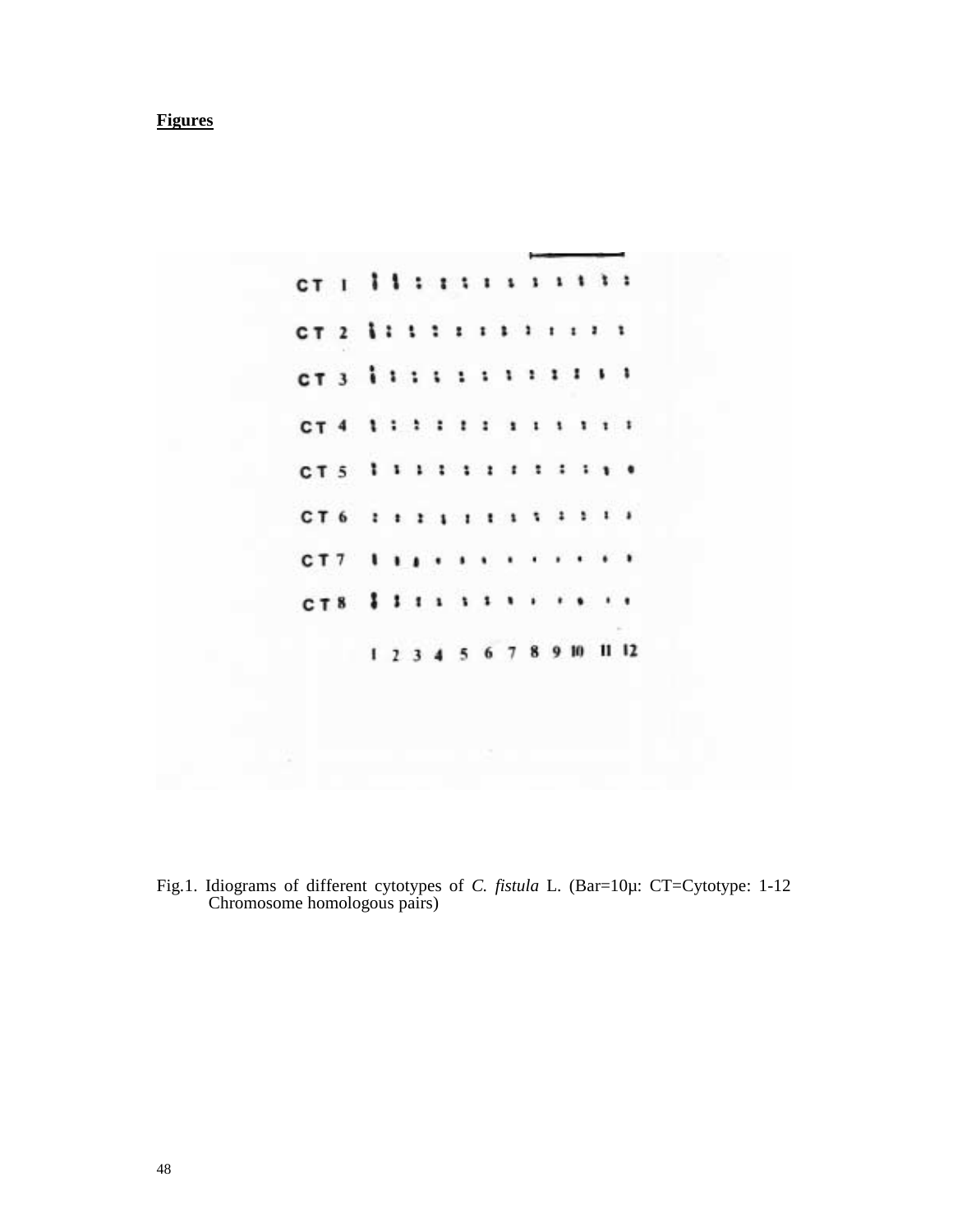**Figures**

CT 1

CT 2

CT 3

CT 4

CT 5

CT 6

CT 7

CT 8

1 2 3 4 5 6 7 8 9 10 11 12

Fig.1. Idiograms of different cytotypes of *C. fistula* L. (Bar=10µ: CT=Cytotype: 1-12 Chromosome homologous pairs)